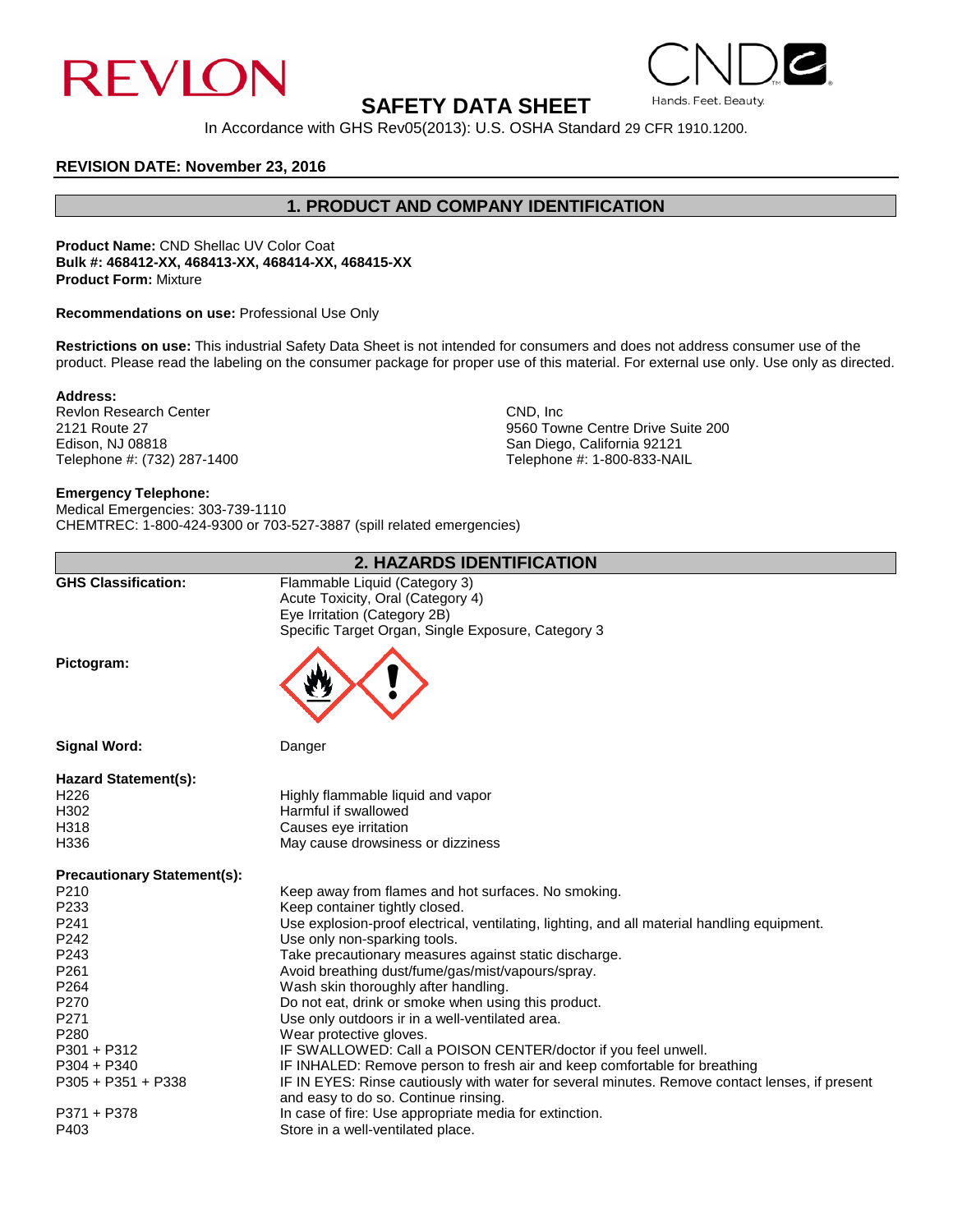REVLON

CND Hands. Feet. Beauty.

# SAFETY DATA SHEET

In Accordance with GHS Rev05(2013): U.S. OSHA Standard 29 CFR 1910.1200.

**REVISION DATE: November 23, 2016**

## 1. PRODUCT AND COMPANY IDENTIFICATION

**Product Name:** CND Shellac UV Color Coat
**Bulk #: 468412-XX, 468413-XX, 468414-XX, 468415-XX**
**Product Form:** Mixture

**Recommendations on use:** Professional Use Only

**Restrictions on use:** This industrial Safety Data Sheet is not intended for consumers and does not address consumer use of the product. Please read the labeling on the consumer package for proper use of this material. For external use only. Use only as directed.

**Address:**

Revlon Research Center
2121 Route 27
Edison, NJ 08818
Telephone #: (732) 287-1400

CND, Inc
9560 Towne Centre Drive Suite 200
San Diego, California 92121
Telephone #: 1-800-833-NAIL

**Emergency Telephone:**
Medical Emergencies: 303-739-1110
CHEMTREC: 1-800-424-9300 or 703-527-3887 (spill related emergencies)

## 2. HAZARDS IDENTIFICATION

**GHS Classification:**
Flammable Liquid (Category 3)
Acute Toxicity, Oral (Category 4)
Eye Irritation (Category 2B)
Specific Target Organ, Single Exposure, Category 3

**Pictogram:**

**Signal Word:** Danger

**Hazard Statement(s):**

| | |
|---|---|
| H226 | Highly flammable liquid and vapor |
| H302 | Harmful if swallowed |
| H318 | Causes eye irritation |
| H336 | May cause drowsiness or dizziness |

**Precautionary Statement(s):**

| | |
|---|---|
| P210 | Keep away from flames and hot surfaces. No smoking. |
| P233 | Keep container tightly closed. |
| P241 | Use explosion-proof electrical, ventilating, lighting, and all material handling equipment. |
| P242 | Use only non-sparking tools. |
| P243 | Take precautionary measures against static discharge. |
| P261 | Avoid breathing dust/fume/gas/mist/vapours/spray. |
| P264 | Wash skin thoroughly after handling. |
| P270 | Do not eat, drink or smoke when using this product. |
| P271 | Use only outdoors ir in a well-ventilated area. |
| P280 | Wear protective gloves. |
| P301 + P312 | IF SWALLOWED: Call a POISON CENTER/doctor if you feel unwell. |
| P304 + P340 | IF INHALED: Remove person to fresh air and keep comfortable for breathing |
| P305 + P351 + P338 | IF IN EYES: Rinse cautiously with water for several minutes. Remove contact lenses, if present and easy to do so. Continue rinsing. |
| P371 + P378 | In case of fire: Use appropriate media for extinction. |
| P403 | Store in a well-ventilated place. |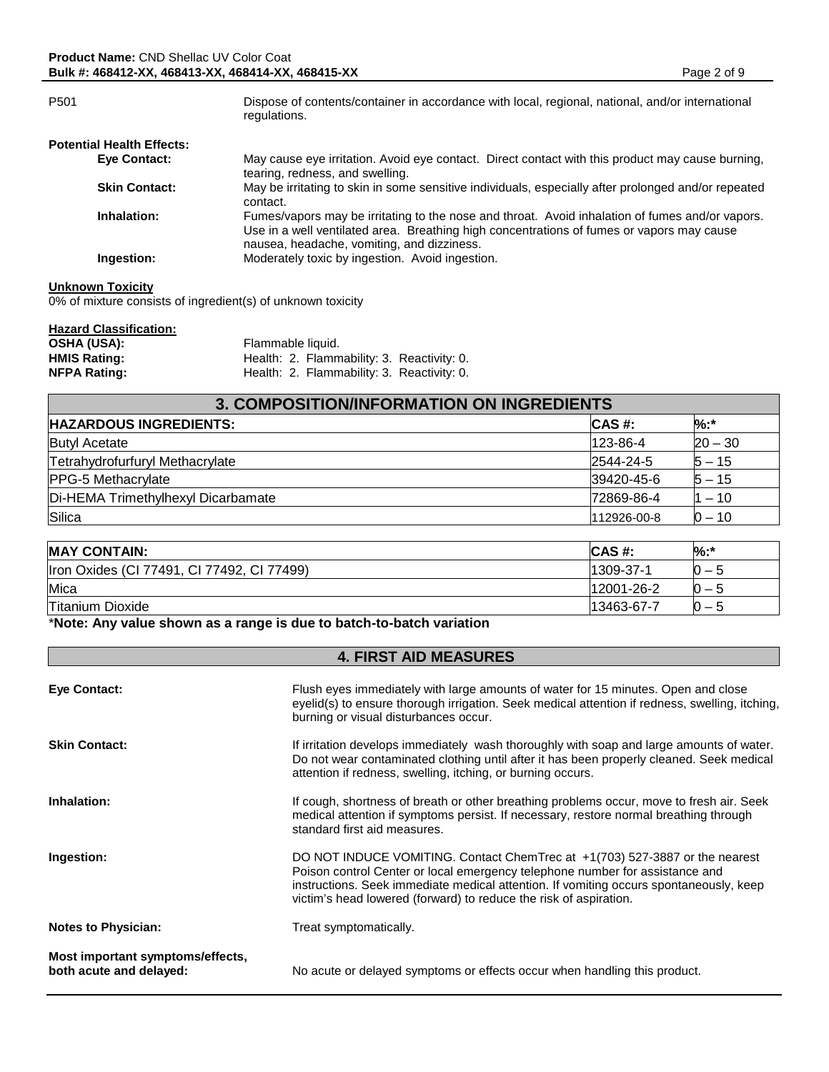| | |
|---|---|
| P501 | Dispose of contents/container in accordance with local, regional, national, and/or international regulations. |

**Potential Health Effects:**

| | |
|---|---|
| **Eye Contact:** | May cause eye irritation. Avoid eye contact. Direct contact with this product may cause burning, tearing, redness, and swelling. |
| **Skin Contact:** | May be irritating to skin in some sensitive individuals, especially after prolonged and/or repeated contact. |
| **Inhalation:** | Fumes/vapors may be irritating to the nose and throat. Avoid inhalation of fumes and/or vapors. Use in a well ventilated area. Breathing high concentrations of fumes or vapors may cause nausea, headache, vomiting, and dizziness. |
| **Ingestion:** | Moderately toxic by ingestion. Avoid ingestion. |

**Unknown Toxicity**

0% of mixture consists of ingredient(s) of unknown toxicity

**Hazard Classification:**

| | |
|---|---|
| **OSHA (USA):** | Flammable liquid. |
| **HMIS Rating:** | Health: 2. Flammability: 3. Reactivity: 0. |
| **NFPA Rating:** | Health: 2. Flammability: 3. Reactivity: 0. |

## 3. COMPOSITION/INFORMATION ON INGREDIENTS

| HAZARDOUS INGREDIENTS: | CAS #: | %:* |
|---|---|---|
| Butyl Acetate | 123-86-4 | 20 – 30 |
| Tetrahydrofurfuryl Methacrylate | 2544-24-5 | 5 – 15 |
| PPG-5 Methacrylate | 39420-45-6 | 5 – 15 |
| Di-HEMA Trimethylhexyl Dicarbamate | 72869-86-4 | 1 – 10 |
| Silica | 112926-00-8 | 0 – 10 |

| MAY CONTAIN: | CAS #: | %:* |
|---|---|---|
| Iron Oxides (CI 77491, CI 77492, CI 77499) | 1309-37-1 | 0 – 5 |
| Mica | 12001-26-2 | 0 – 5 |
| Titanium Dioxide | 13463-67-7 | 0 – 5 |

***Note: Any value shown as a range is due to batch-to-batch variation**

## 4. FIRST AID MEASURES

| | |
|---|---|
| **Eye Contact:** | Flush eyes immediately with large amounts of water for 15 minutes. Open and close eyelid(s) to ensure thorough irrigation. Seek medical attention if redness, swelling, itching, burning or visual disturbances occur. |
| **Skin Contact:** | If irritation develops immediately wash thoroughly with soap and large amounts of water. Do not wear contaminated clothing until after it has been properly cleaned. Seek medical attention if redness, swelling, itching, or burning occurs. |
| **Inhalation:** | If cough, shortness of breath or other breathing problems occur, move to fresh air. Seek medical attention if symptoms persist. If necessary, restore normal breathing through standard first aid measures. |
| **Ingestion:** | DO NOT INDUCE VOMITING. Contact ChemTrec at +1(703) 527-3887 or the nearest Poison control Center or local emergency telephone number for assistance and instructions. Seek immediate medical attention. If vomiting occurs spontaneously, keep victim's head lowered (forward) to reduce the risk of aspiration. |
| **Notes to Physician:** | Treat symptomatically. |
| **Most important symptoms/effects, both acute and delayed:** | No acute or delayed symptoms or effects occur when handling this product. |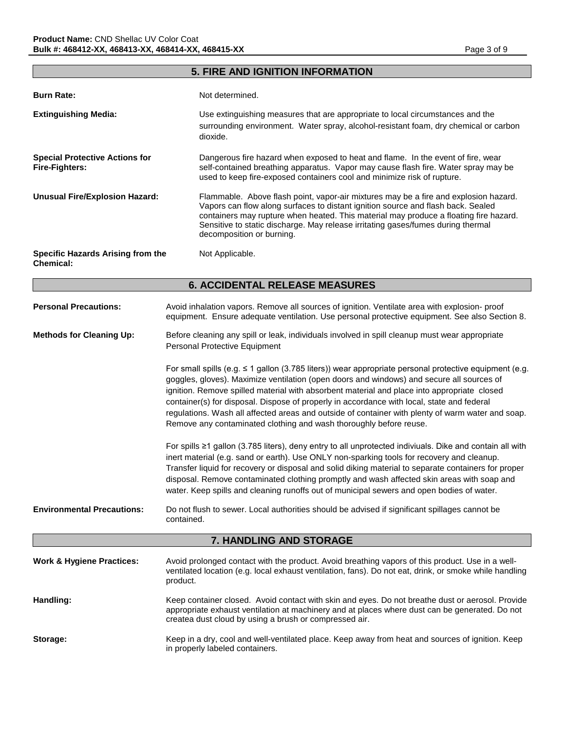## 5. FIRE AND IGNITION INFORMATION

**Burn Rate:** Not determined.

**Extinguishing Media:** Use extinguishing measures that are appropriate to local circumstances and the surrounding environment. Water spray, alcohol-resistant foam, dry chemical or carbon dioxide.

**Special Protective Actions for Fire-Fighters:** Dangerous fire hazard when exposed to heat and flame. In the event of fire, wear self-contained breathing apparatus. Vapor may cause flash fire. Water spray may be used to keep fire-exposed containers cool and minimize risk of rupture.

**Unusual Fire/Explosion Hazard:** Flammable. Above flash point, vapor-air mixtures may be a fire and explosion hazard. Vapors can flow along surfaces to distant ignition source and flash back. Sealed containers may rupture when heated. This material may produce a floating fire hazard. Sensitive to static discharge. May release irritating gases/fumes during thermal decomposition or burning.

**Specific Hazards Arising from the Chemical:** Not Applicable.

## 6. ACCIDENTAL RELEASE MEASURES

**Personal Precautions:** Avoid inhalation vapors. Remove all sources of ignition. Ventilate area with explosion- proof equipment. Ensure adequate ventilation. Use personal protective equipment. See also Section 8.

**Methods for Cleaning Up:** Before cleaning any spill or leak, individuals involved in spill cleanup must wear appropriate Personal Protective Equipment

For small spills (e.g. ≤ 1 gallon (3.785 liters)) wear appropriate personal protective equipment (e.g. goggles, gloves). Maximize ventilation (open doors and windows) and secure all sources of ignition. Remove spilled material with absorbent material and place into appropriate closed container(s) for disposal. Dispose of properly in accordance with local, state and federal regulations. Wash all affected areas and outside of container with plenty of warm water and soap. Remove any contaminated clothing and wash thoroughly before reuse.

For spills ≥1 gallon (3.785 liters), deny entry to all unprotected indiviuals. Dike and contain all with inert material (e.g. sand or earth). Use ONLY non-sparking tools for recovery and cleanup. Transfer liquid for recovery or disposal and solid diking material to separate containers for proper disposal. Remove contaminated clothing promptly and wash affected skin areas with soap and water. Keep spills and cleaning runoffs out of municipal sewers and open bodies of water.

**Environmental Precautions:** Do not flush to sewer. Local authorities should be advised if significant spillages cannot be contained.

## 7. HANDLING AND STORAGE

**Work & Hygiene Practices:** Avoid prolonged contact with the product. Avoid breathing vapors of this product. Use in a well-ventilated location (e.g. local exhaust ventilation, fans). Do not eat, drink, or smoke while handling product.

**Handling:** Keep container closed. Avoid contact with skin and eyes. Do not breathe dust or aerosol. Provide appropriate exhaust ventilation at machinery and at places where dust can be generated. Do not createa dust cloud by using a brush or compressed air.

**Storage:** Keep in a dry, cool and well-ventilated place. Keep away from heat and sources of ignition. Keep in properly labeled containers.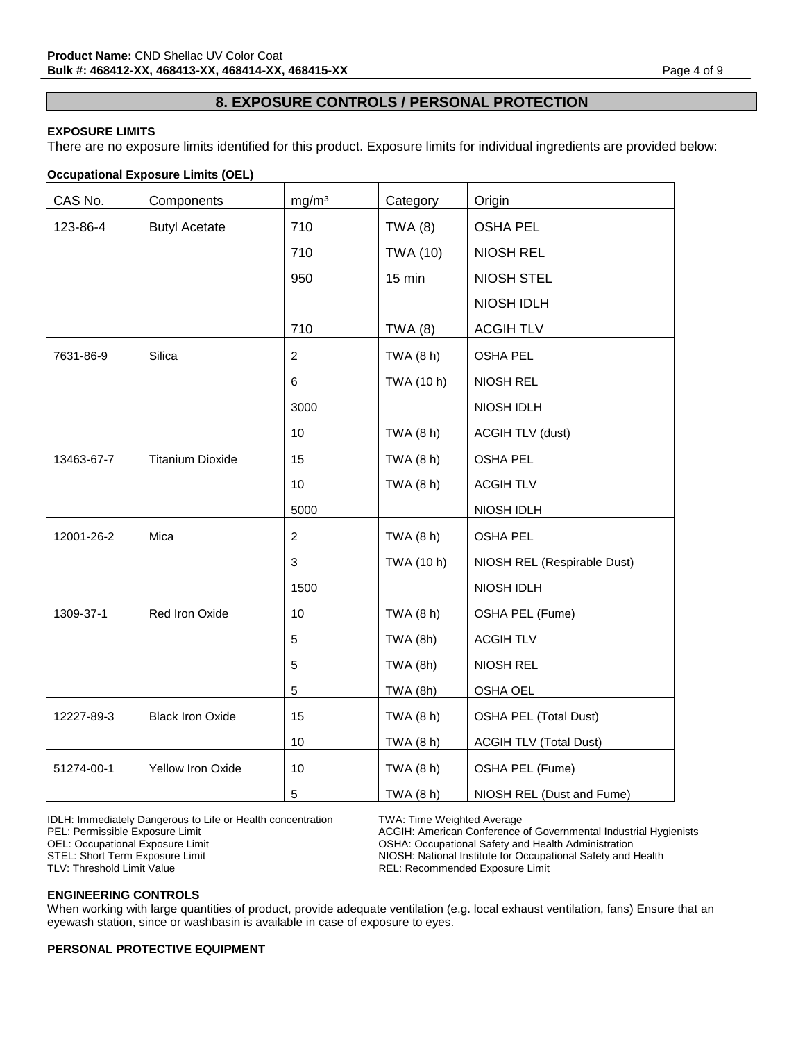## 8. EXPOSURE CONTROLS / PERSONAL PROTECTION

**EXPOSURE LIMITS**

There are no exposure limits identified for this product. Exposure limits for individual ingredients are provided below:

**Occupational Exposure Limits (OEL)**

| CAS No. | Components | mg/m³ | Category | Origin |
|---|---|---|---|---|
| 123-86-4 | Butyl Acetate | 710 | TWA (8) | OSHA PEL |
| | | 710 | TWA (10) | NIOSH REL |
| | | 950 | 15 min | NIOSH STEL |
| | | | | NIOSH IDLH |
| | | 710 | TWA (8) | ACGIH TLV |
| 7631-86-9 | Silica | 2 | TWA (8 h) | OSHA PEL |
| | | 6 | TWA (10 h) | NIOSH REL |
| | | 3000 | | NIOSH IDLH |
| | | 10 | TWA (8 h) | ACGIH TLV (dust) |
| 13463-67-7 | Titanium Dioxide | 15 | TWA (8 h) | OSHA PEL |
| | | 10 | TWA (8 h) | ACGIH TLV |
| | | 5000 | | NIOSH IDLH |
| 12001-26-2 | Mica | 2 | TWA (8 h) | OSHA PEL |
| | | 3 | TWA (10 h) | NIOSH REL (Respirable Dust) |
| | | 1500 | | NIOSH IDLH |
| 1309-37-1 | Red Iron Oxide | 10 | TWA (8 h) | OSHA PEL (Fume) |
| | | 5 | TWA (8h) | ACGIH TLV |
| | | 5 | TWA (8h) | NIOSH REL |
| | | 5 | TWA (8h) | OSHA OEL |
| 12227-89-3 | Black Iron Oxide | 15 | TWA (8 h) | OSHA PEL (Total Dust) |
| | | 10 | TWA (8 h) | ACGIH TLV (Total Dust) |
| 51274-00-1 | Yellow Iron Oxide | 10 | TWA (8 h) | OSHA PEL (Fume) |
| | | 5 | TWA (8 h) | NIOSH REL (Dust and Fume) |

IDLH: Immediately Dangerous to Life or Health concentration
PEL: Permissible Exposure Limit
OEL: Occupational Exposure Limit
STEL: Short Term Exposure Limit
TLV: Threshold Limit Value
TWA: Time Weighted Average
ACGIH: American Conference of Governmental Industrial Hygienists
OSHA: Occupational Safety and Health Administration
NIOSH: National Institute for Occupational Safety and Health
REL: Recommended Exposure Limit

**ENGINEERING CONTROLS**

When working with large quantities of product, provide adequate ventilation (e.g. local exhaust ventilation, fans) Ensure that an eyewash station, since or washbasin is available in case of exposure to eyes.

**PERSONAL PROTECTIVE EQUIPMENT**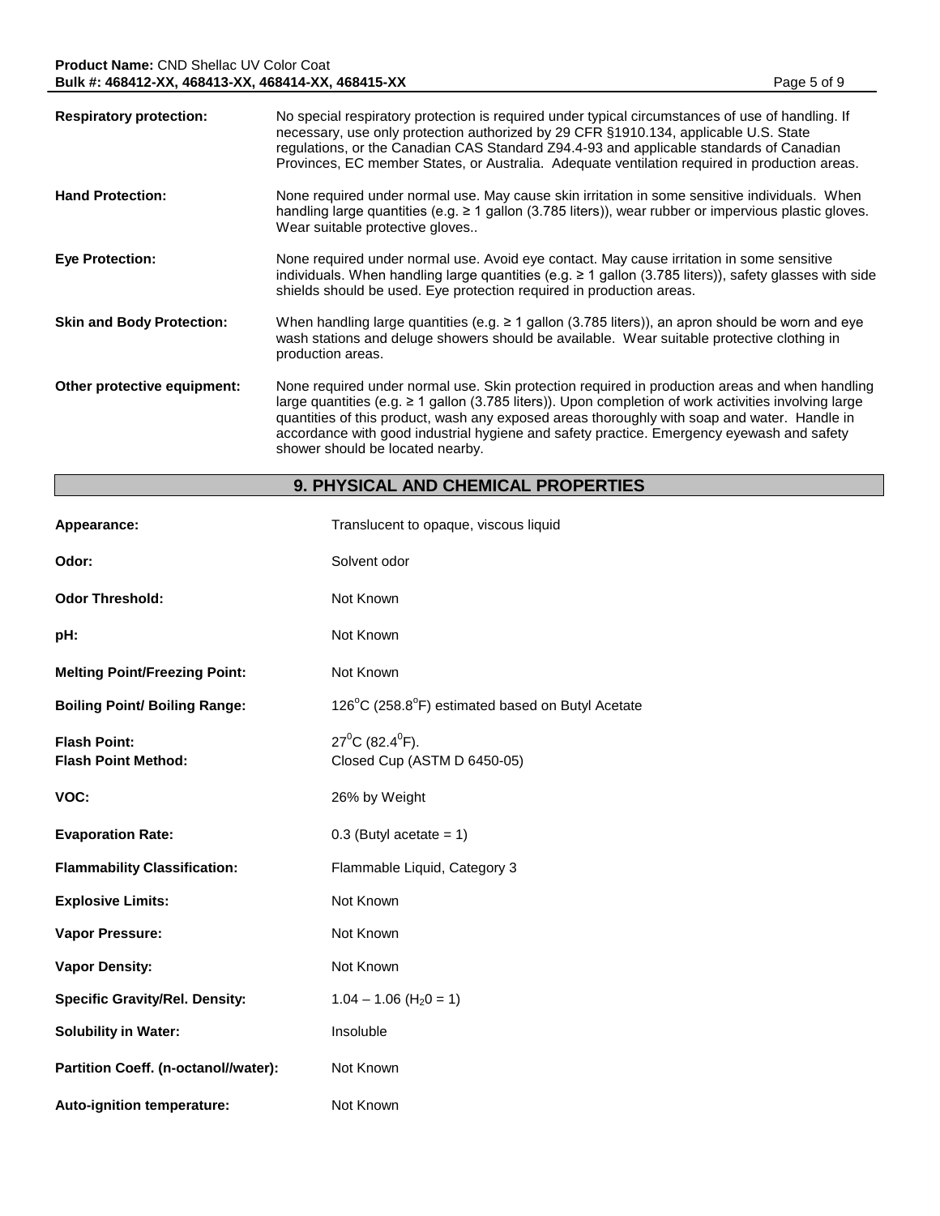| | |
|---|---|
| **Respiratory protection:** | No special respiratory protection is required under typical circumstances of use of handling. If necessary, use only protection authorized by 29 CFR §1910.134, applicable U.S. State regulations, or the Canadian CAS Standard Z94.4-93 and applicable standards of Canadian Provinces, EC member States, or Australia. Adequate ventilation required in production areas. |
| **Hand Protection:** | None required under normal use. May cause skin irritation in some sensitive individuals. When handling large quantities (e.g. ≥ 1 gallon (3.785 liters)), wear rubber or impervious plastic gloves. Wear suitable protective gloves.. |
| **Eye Protection:** | None required under normal use. Avoid eye contact. May cause irritation in some sensitive individuals. When handling large quantities (e.g. ≥ 1 gallon (3.785 liters)), safety glasses with side shields should be used. Eye protection required in production areas. |
| **Skin and Body Protection:** | When handling large quantities (e.g. ≥ 1 gallon (3.785 liters)), an apron should be worn and eye wash stations and deluge showers should be available. Wear suitable protective clothing in production areas. |
| **Other protective equipment:** | None required under normal use. Skin protection required in production areas and when handling large quantities (e.g. ≥ 1 gallon (3.785 liters)). Upon completion of work activities involving large quantities of this product, wash any exposed areas thoroughly with soap and water. Handle in accordance with good industrial hygiene and safety practice. Emergency eyewash and safety shower should be located nearby. |

## 9. PHYSICAL AND CHEMICAL PROPERTIES

| | |
|---|---|
| **Appearance:** | Translucent to opaque, viscous liquid |
| **Odor:** | Solvent odor |
| **Odor Threshold:** | Not Known |
| **pH:** | Not Known |
| **Melting Point/Freezing Point:** | Not Known |
| **Boiling Point/ Boiling Range:** | 126°C (258.8°F) estimated based on Butyl Acetate |
| **Flash Point:**<br>**Flash Point Method:** | 27°C (82.4°F).<br>Closed Cup (ASTM D 6450-05) |
| **VOC:** | 26% by Weight |
| **Evaporation Rate:** | 0.3 (Butyl acetate = 1) |
| **Flammability Classification:** | Flammable Liquid, Category 3 |
| **Explosive Limits:** | Not Known |
| **Vapor Pressure:** | Not Known |
| **Vapor Density:** | Not Known |
| **Specific Gravity/Rel. Density:** | 1.04 – 1.06 ($H_20 = 1$) |
| **Solubility in Water:** | Insoluble |
| **Partition Coeff. (n-octanol//water):** | Not Known |
| **Auto-ignition temperature:** | Not Known |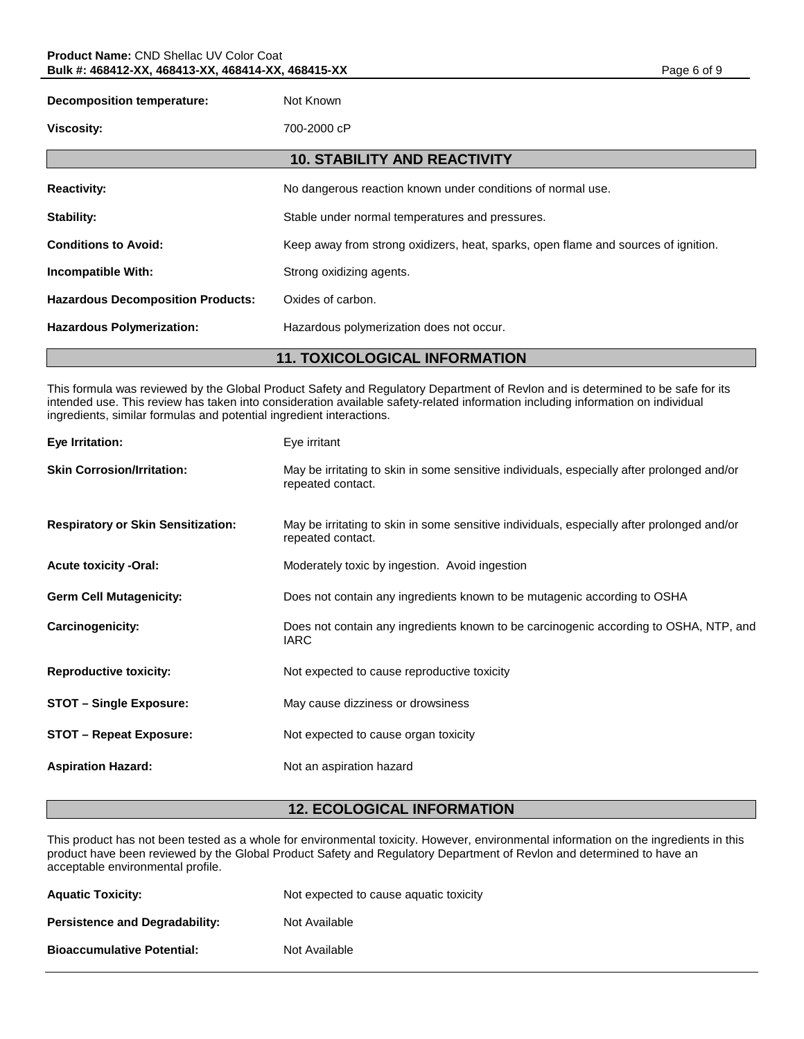**Decomposition temperature:** Not Known

**Viscosity:** 700-2000 cP

## 10. STABILITY AND REACTIVITY

| | |
|---|---|
| **Reactivity:** | No dangerous reaction known under conditions of normal use. |
| **Stability:** | Stable under normal temperatures and pressures. |
| **Conditions to Avoid:** | Keep away from strong oxidizers, heat, sparks, open flame and sources of ignition. |
| **Incompatible With:** | Strong oxidizing agents. |
| **Hazardous Decomposition Products:** | Oxides of carbon. |
| **Hazardous Polymerization:** | Hazardous polymerization does not occur. |

## 11. TOXICOLOGICAL INFORMATION

This formula was reviewed by the Global Product Safety and Regulatory Department of Revlon and is determined to be safe for its intended use. This review has taken into consideration available safety-related information including information on individual ingredients, similar formulas and potential ingredient interactions.

| | |
|---|---|
| **Eye Irritation:** | Eye irritant |
| **Skin Corrosion/Irritation:** | May be irritating to skin in some sensitive individuals, especially after prolonged and/or repeated contact. |
| **Respiratory or Skin Sensitization:** | May be irritating to skin in some sensitive individuals, especially after prolonged and/or repeated contact. |
| **Acute toxicity -Oral:** | Moderately toxic by ingestion. Avoid ingestion |
| **Germ Cell Mutagenicity:** | Does not contain any ingredients known to be mutagenic according to OSHA |
| **Carcinogenicity:** | Does not contain any ingredients known to be carcinogenic according to OSHA, NTP, and IARC |
| **Reproductive toxicity:** | Not expected to cause reproductive toxicity |
| **STOT – Single Exposure:** | May cause dizziness or drowsiness |
| **STOT – Repeat Exposure:** | Not expected to cause organ toxicity |
| **Aspiration Hazard:** | Not an aspiration hazard |

## 12. ECOLOGICAL INFORMATION

This product has not been tested as a whole for environmental toxicity. However, environmental information on the ingredients in this product have been reviewed by the Global Product Safety and Regulatory Department of Revlon and determined to have an acceptable environmental profile.

| | |
|---|---|
| **Aquatic Toxicity:** | Not expected to cause aquatic toxicity |
| **Persistence and Degradability:** | Not Available |
| **Bioaccumulative Potential:** | Not Available |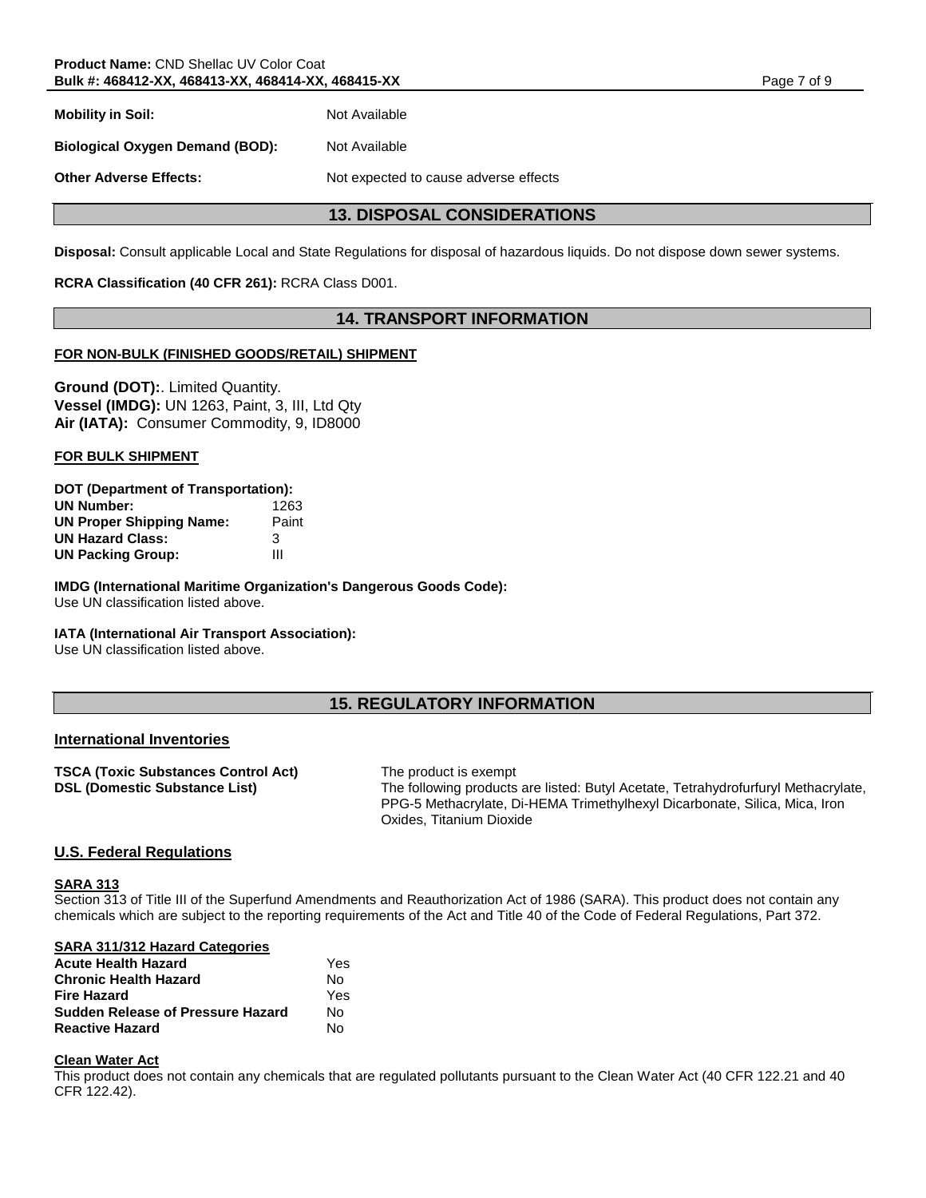**Mobility in Soil:** Not Available

**Biological Oxygen Demand (BOD):** Not Available

**Other Adverse Effects:** Not expected to cause adverse effects

## 13. DISPOSAL CONSIDERATIONS

**Disposal:** Consult applicable Local and State Regulations for disposal of hazardous liquids. Do not dispose down sewer systems.

**RCRA Classification (40 CFR 261):** RCRA Class D001.

## 14. TRANSPORT INFORMATION

**FOR NON-BULK (FINISHED GOODS/RETAIL) SHIPMENT**

**Ground (DOT):**. Limited Quantity.
**Vessel (IMDG):** UN 1263, Paint, 3, III, Ltd Qty
**Air (IATA):** Consumer Commodity, 9, ID8000

**FOR BULK SHIPMENT**

**DOT (Department of Transportation):**

| | |
|---|---|
| **UN Number:** | 1263 |
| **UN Proper Shipping Name:** | Paint |
| **UN Hazard Class:** | 3 |
| **UN Packing Group:** | III |

**IMDG (International Maritime Organization's Dangerous Goods Code):**
Use UN classification listed above.

**IATA (International Air Transport Association):**
Use UN classification listed above.

## 15. REGULATORY INFORMATION

### International Inventories

**TSCA (Toxic Substances Control Act)** The product is exempt

**DSL (Domestic Substance List)** The following products are listed: Butyl Acetate, Tetrahydrofurfuryl Methacrylate, PPG-5 Methacrylate, Di-HEMA Trimethylhexyl Dicarbonate, Silica, Mica, Iron Oxides, Titanium Dioxide

### U.S. Federal Regulations

**SARA 313**
Section 313 of Title III of the Superfund Amendments and Reauthorization Act of 1986 (SARA). This product does not contain any chemicals which are subject to the reporting requirements of the Act and Title 40 of the Code of Federal Regulations, Part 372.

**SARA 311/312 Hazard Categories**

| | |
|---|---|
| **Acute Health Hazard** | Yes |
| **Chronic Health Hazard** | No |
| **Fire Hazard** | Yes |
| **Sudden Release of Pressure Hazard** | No |
| **Reactive Hazard** | No |

**Clean Water Act**
This product does not contain any chemicals that are regulated pollutants pursuant to the Clean Water Act (40 CFR 122.21 and 40 CFR 122.42).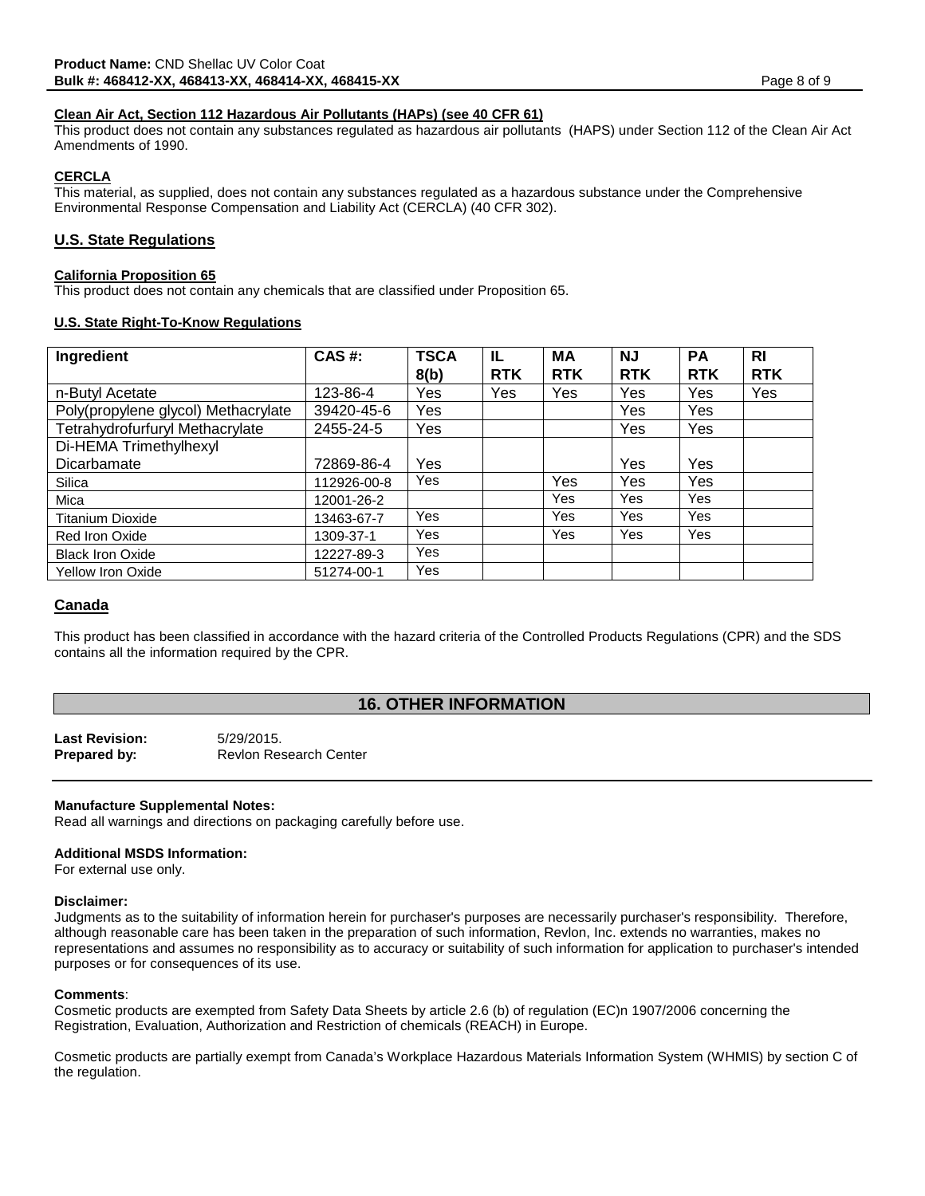#### Clean Air Act, Section 112 Hazardous Air Pollutants (HAPs) (see 40 CFR 61)

This product does not contain any substances regulated as hazardous air pollutants (HAPS) under Section 112 of the Clean Air Act Amendments of 1990.

#### CERCLA

This material, as supplied, does not contain any substances regulated as a hazardous substance under the Comprehensive Environmental Response Compensation and Liability Act (CERCLA) (40 CFR 302).

### U.S. State Regulations

#### California Proposition 65

This product does not contain any chemicals that are classified under Proposition 65.

#### U.S. State Right-To-Know Regulations

| Ingredient | CAS #: | TSCA 8(b) | IL RTK | MA RTK | NJ RTK | PA RTK | RI RTK |
|---|---|---|---|---|---|---|---|
| n-Butyl Acetate | 123-86-4 | Yes | Yes | Yes | Yes | Yes | Yes |
| Poly(propylene glycol) Methacrylate | 39420-45-6 | Yes | | | Yes | Yes | |
| Tetrahydrofurfuryl Methacrylate | 2455-24-5 | Yes | | | Yes | Yes | |
| Di-HEMA Trimethylhexyl Dicarbamate | 72869-86-4 | Yes | | | Yes | Yes | |
| Silica | 112926-00-8 | Yes | | Yes | Yes | Yes | |
| Mica | 12001-26-2 | | | Yes | Yes | Yes | |
| Titanium Dioxide | 13463-67-7 | Yes | | Yes | Yes | Yes | |
| Red Iron Oxide | 1309-37-1 | Yes | | Yes | Yes | Yes | |
| Black Iron Oxide | 12227-89-3 | Yes | | | | | |
| Yellow Iron Oxide | 51274-00-1 | Yes | | | | | |

### Canada

This product has been classified in accordance with the hazard criteria of the Controlled Products Regulations (CPR) and the SDS contains all the information required by the CPR.

## 16. OTHER INFORMATION

**Last Revision:** 5/29/2015.
**Prepared by:** Revlon Research Center

**Manufacture Supplemental Notes:**
Read all warnings and directions on packaging carefully before use.

**Additional MSDS Information:**
For external use only.

**Disclaimer:**
Judgments as to the suitability of information herein for purchaser's purposes are necessarily purchaser's responsibility. Therefore, although reasonable care has been taken in the preparation of such information, Revlon, Inc. extends no warranties, makes no representations and assumes no responsibility as to accuracy or suitability of such information for application to purchaser's intended purposes or for consequences of its use.

**Comments**:
Cosmetic products are exempted from Safety Data Sheets by article 2.6 (b) of regulation (EC)n 1907/2006 concerning the Registration, Evaluation, Authorization and Restriction of chemicals (REACH) in Europe.

Cosmetic products are partially exempt from Canada's Workplace Hazardous Materials Information System (WHMIS) by section C of the regulation.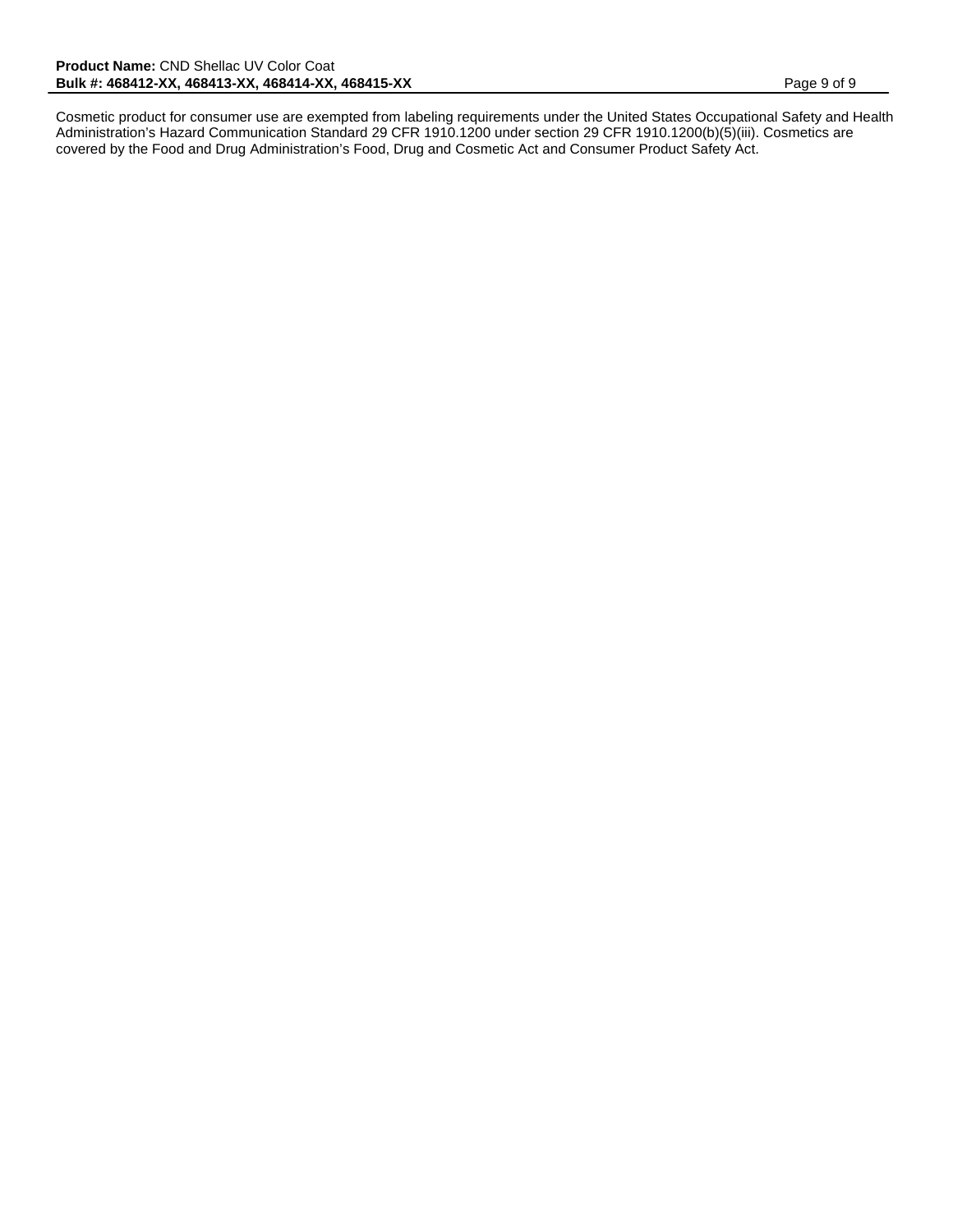Cosmetic product for consumer use are exempted from labeling requirements under the United States Occupational Safety and Health Administration's Hazard Communication Standard 29 CFR 1910.1200 under section 29 CFR 1910.1200(b)(5)(iii). Cosmetics are covered by the Food and Drug Administration's Food, Drug and Cosmetic Act and Consumer Product Safety Act.